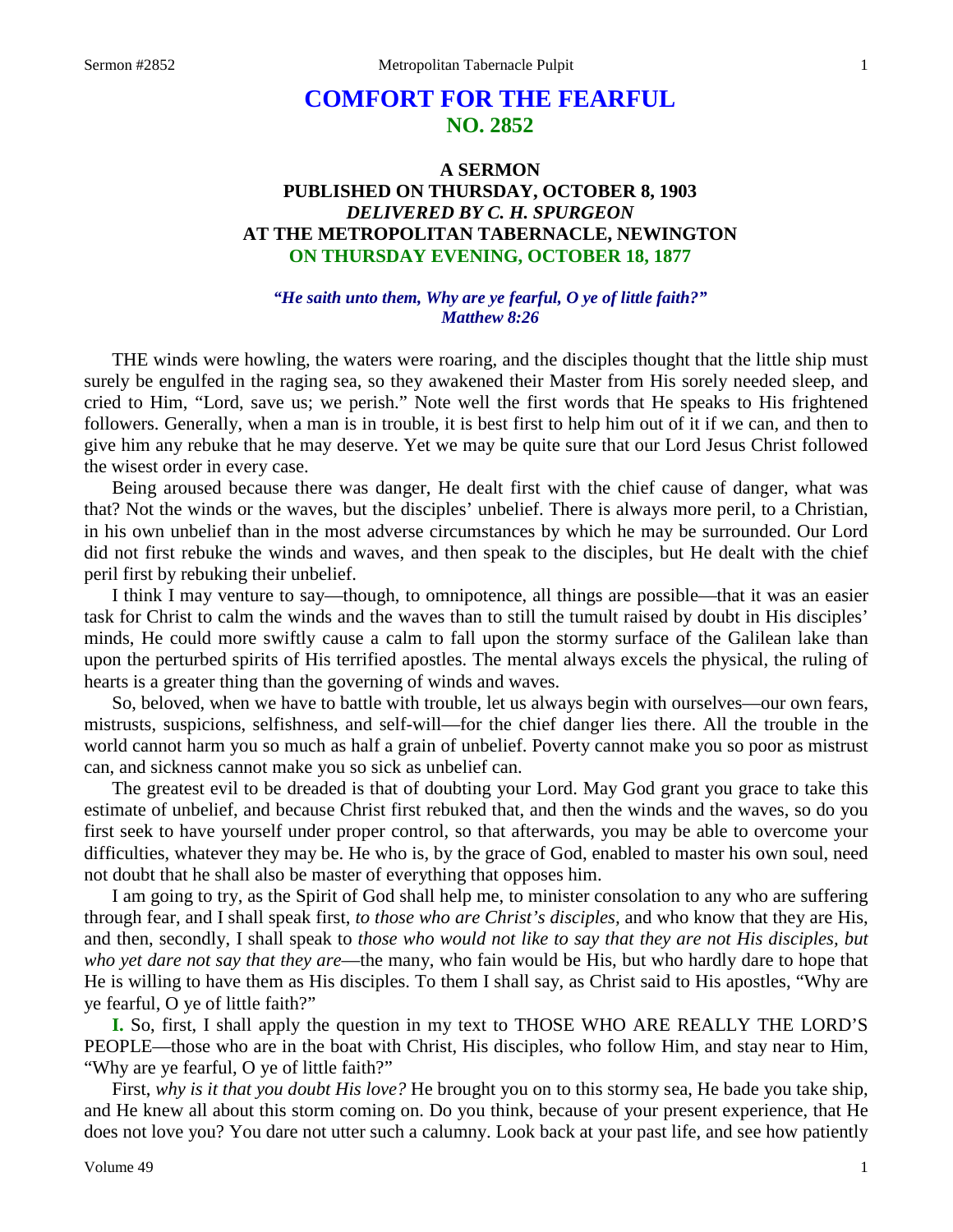# COMFORT FOR THE FEARFUL
## NO. 2852

### A SERMON
### PUBLISHED ON THURSDAY, OCTOBER 8, 1903
### *DELIVERED BY C. H. SPURGEON*
### AT THE METROPOLITAN TABERNACLE, NEWINGTON
### ON THURSDAY EVENING, OCTOBER 18, 1877

***"He saith unto them, Why are ye fearful, O ye of little faith?"***
***Matthew 8:26***

THE winds were howling, the waters were roaring, and the disciples thought that the little ship must surely be engulfed in the raging sea, so they awakened their Master from His sorely needed sleep, and cried to Him, "Lord, save us; we perish." Note well the first words that He speaks to His frightened followers. Generally, when a man is in trouble, it is best first to help him out of it if we can, and then to give him any rebuke that he may deserve. Yet we may be quite sure that our Lord Jesus Christ followed the wisest order in every case.

Being aroused because there was danger, He dealt first with the chief cause of danger, what was that? Not the winds or the waves, but the disciples' unbelief. There is always more peril, to a Christian, in his own unbelief than in the most adverse circumstances by which he may be surrounded. Our Lord did not first rebuke the winds and waves, and then speak to the disciples, but He dealt with the chief peril first by rebuking their unbelief.

I think I may venture to say—though, to omnipotence, all things are possible—that it was an easier task for Christ to calm the winds and the waves than to still the tumult raised by doubt in His disciples' minds, He could more swiftly cause a calm to fall upon the stormy surface of the Galilean lake than upon the perturbed spirits of His terrified apostles. The mental always excels the physical, the ruling of hearts is a greater thing than the governing of winds and waves.

So, beloved, when we have to battle with trouble, let us always begin with ourselves—our own fears, mistrusts, suspicions, selfishness, and self-will—for the chief danger lies there. All the trouble in the world cannot harm you so much as half a grain of unbelief. Poverty cannot make you so poor as mistrust can, and sickness cannot make you so sick as unbelief can.

The greatest evil to be dreaded is that of doubting your Lord. May God grant you grace to take this estimate of unbelief, and because Christ first rebuked that, and then the winds and the waves, so do you first seek to have yourself under proper control, so that afterwards, you may be able to overcome your difficulties, whatever they may be. He who is, by the grace of God, enabled to master his own soul, need not doubt that he shall also be master of everything that opposes him.

I am going to try, as the Spirit of God shall help me, to minister consolation to any who are suffering through fear, and I shall speak first, *to those who are Christ's disciples,* and who know that they are His, and then, secondly, I shall speak to *those who would not like to say that they are not His disciples, but who yet dare not say that they are*—the many, who fain would be His, but who hardly dare to hope that He is willing to have them as His disciples. To them I shall say, as Christ said to His apostles, "Why are ye fearful, O ye of little faith?"

**I.** So, first, I shall apply the question in my text to THOSE WHO ARE REALLY THE LORD'S PEOPLE—those who are in the boat with Christ, His disciples, who follow Him, and stay near to Him, "Why are ye fearful, O ye of little faith?"

First, *why is it that you doubt His love?* He brought you on to this stormy sea, He bade you take ship, and He knew all about this storm coming on. Do you think, because of your present experience, that He does not love you? You dare not utter such a calumny. Look back at your past life, and see how patiently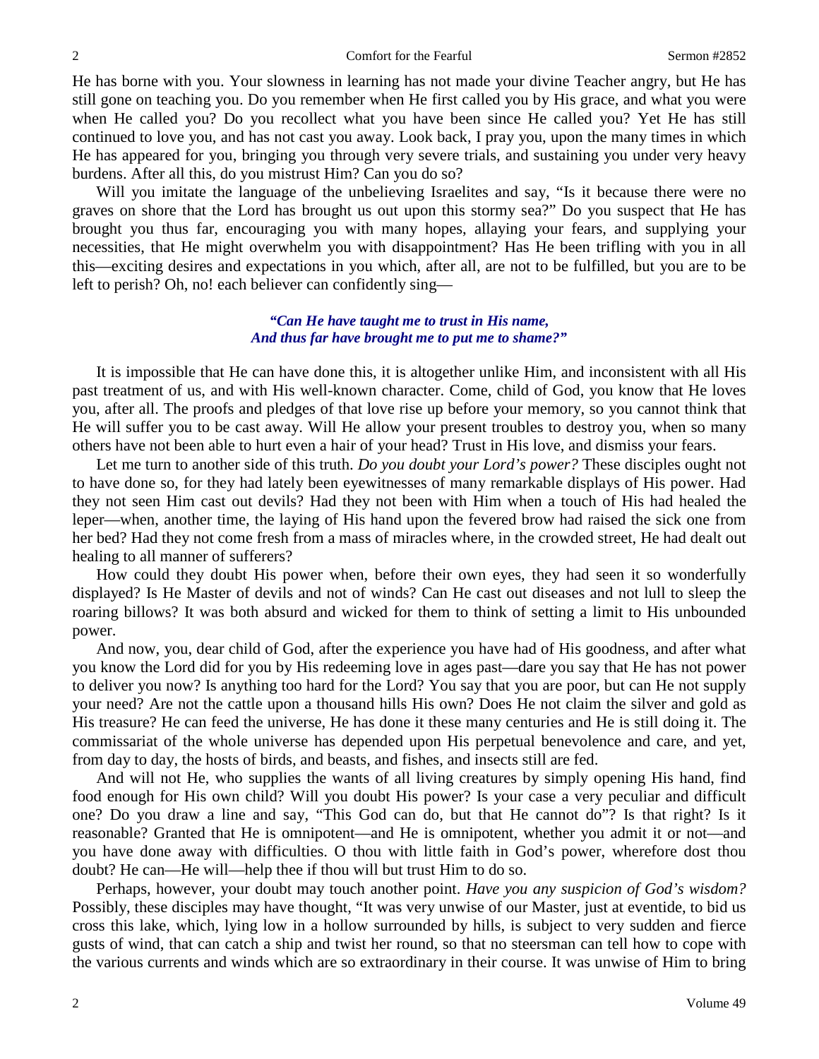He has borne with you. Your slowness in learning has not made your divine Teacher angry, but He has still gone on teaching you. Do you remember when He first called you by His grace, and what you were when He called you? Do you recollect what you have been since He called you? Yet He has still continued to love you, and has not cast you away. Look back, I pray you, upon the many times in which He has appeared for you, bringing you through very severe trials, and sustaining you under very heavy burdens. After all this, do you mistrust Him? Can you do so?

Will you imitate the language of the unbelieving Israelites and say, "Is it because there were no graves on shore that the Lord has brought us out upon this stormy sea?" Do you suspect that He has brought you thus far, encouraging you with many hopes, allaying your fears, and supplying your necessities, that He might overwhelm you with disappointment? Has He been trifling with you in all this—exciting desires and expectations in you which, after all, are not to be fulfilled, but you are to be left to perish? Oh, no! each believer can confidently sing—

> ***"Can He have taught me to trust in His name,***
> ***And thus far have brought me to put me to shame?"***

It is impossible that He can have done this, it is altogether unlike Him, and inconsistent with all His past treatment of us, and with His well-known character. Come, child of God, you know that He loves you, after all. The proofs and pledges of that love rise up before your memory, so you cannot think that He will suffer you to be cast away. Will He allow your present troubles to destroy you, when so many others have not been able to hurt even a hair of your head? Trust in His love, and dismiss your fears.

Let me turn to another side of this truth. *Do you doubt your Lord's power?* These disciples ought not to have done so, for they had lately been eyewitnesses of many remarkable displays of His power. Had they not seen Him cast out devils? Had they not been with Him when a touch of His had healed the leper—when, another time, the laying of His hand upon the fevered brow had raised the sick one from her bed? Had they not come fresh from a mass of miracles where, in the crowded street, He had dealt out healing to all manner of sufferers?

How could they doubt His power when, before their own eyes, they had seen it so wonderfully displayed? Is He Master of devils and not of winds? Can He cast out diseases and not lull to sleep the roaring billows? It was both absurd and wicked for them to think of setting a limit to His unbounded power.

And now, you, dear child of God, after the experience you have had of His goodness, and after what you know the Lord did for you by His redeeming love in ages past—dare you say that He has not power to deliver you now? Is anything too hard for the Lord? You say that you are poor, but can He not supply your need? Are not the cattle upon a thousand hills His own? Does He not claim the silver and gold as His treasure? He can feed the universe, He has done it these many centuries and He is still doing it. The commissariat of the whole universe has depended upon His perpetual benevolence and care, and yet, from day to day, the hosts of birds, and beasts, and fishes, and insects still are fed.

And will not He, who supplies the wants of all living creatures by simply opening His hand, find food enough for His own child? Will you doubt His power? Is your case a very peculiar and difficult one? Do you draw a line and say, "This God can do, but that He cannot do"? Is that right? Is it reasonable? Granted that He is omnipotent—and He is omnipotent, whether you admit it or not—and you have done away with difficulties. O thou with little faith in God's power, wherefore dost thou doubt? He can—He will—help thee if thou will but trust Him to do so.

Perhaps, however, your doubt may touch another point. *Have you any suspicion of God's wisdom?* Possibly, these disciples may have thought, "It was very unwise of our Master, just at eventide, to bid us cross this lake, which, lying low in a hollow surrounded by hills, is subject to very sudden and fierce gusts of wind, that can catch a ship and twist her round, so that no steersman can tell how to cope with the various currents and winds which are so extraordinary in their course. It was unwise of Him to bring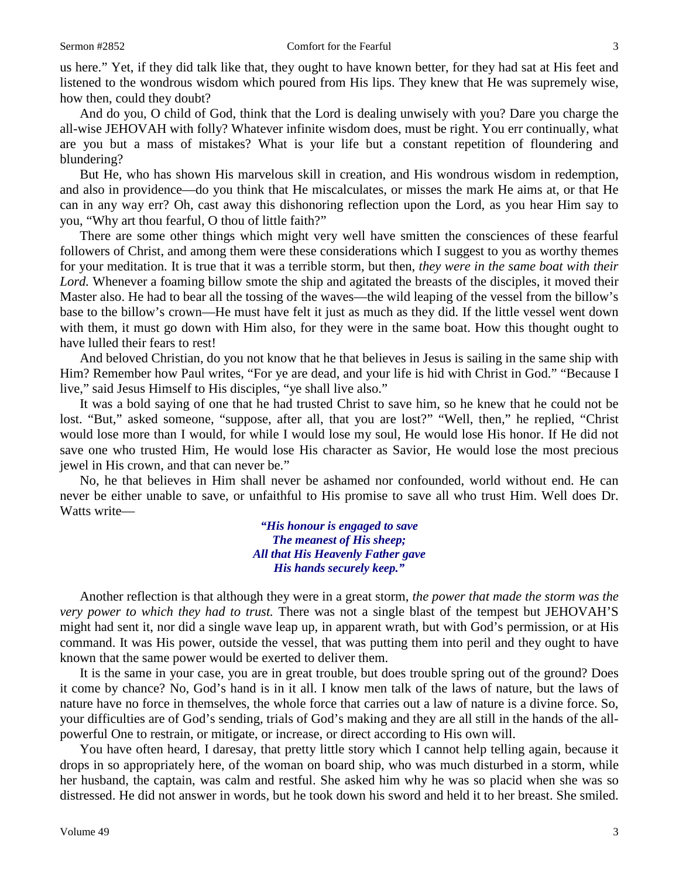us here." Yet, if they did talk like that, they ought to have known better, for they had sat at His feet and listened to the wondrous wisdom which poured from His lips. They knew that He was supremely wise, how then, could they doubt?

And do you, O child of God, think that the Lord is dealing unwisely with you? Dare you charge the all-wise JEHOVAH with folly? Whatever infinite wisdom does, must be right. You err continually, what are you but a mass of mistakes? What is your life but a constant repetition of floundering and blundering?

But He, who has shown His marvelous skill in creation, and His wondrous wisdom in redemption, and also in providence—do you think that He miscalculates, or misses the mark He aims at, or that He can in any way err? Oh, cast away this dishonoring reflection upon the Lord, as you hear Him say to you, "Why art thou fearful, O thou of little faith?"

There are some other things which might very well have smitten the consciences of these fearful followers of Christ, and among them were these considerations which I suggest to you as worthy themes for your meditation. It is true that it was a terrible storm, but then, *they were in the same boat with their Lord*. Whenever a foaming billow smote the ship and agitated the breasts of the disciples, it moved their Master also. He had to bear all the tossing of the waves—the wild leaping of the vessel from the billow's base to the billow's crown—He must have felt it just as much as they did. If the little vessel went down with them, it must go down with Him also, for they were in the same boat. How this thought ought to have lulled their fears to rest!

And beloved Christian, do you not know that he that believes in Jesus is sailing in the same ship with Him? Remember how Paul writes, "For ye are dead, and your life is hid with Christ in God." "Because I live," said Jesus Himself to His disciples, "ye shall live also."

It was a bold saying of one that he had trusted Christ to save him, so he knew that he could not be lost. "But," asked someone, "suppose, after all, that you are lost?" "Well, then," he replied, "Christ would lose more than I would, for while I would lose my soul, He would lose His honor. If He did not save one who trusted Him, He would lose His character as Savior, He would lose the most precious jewel in His crown, and that can never be."

No, he that believes in Him shall never be ashamed nor confounded, world without end. He can never be either unable to save, or unfaithful to His promise to save all who trust Him. Well does Dr. Watts write—

> ***"His honour is engaged to save***
> ***The meanest of His sheep;***
> ***All that His Heavenly Father gave***
> ***His hands securely keep."***

Another reflection is that although they were in a great storm, *the power that made the storm was the very power to which they had to trust.* There was not a single blast of the tempest but JEHOVAH'S might had sent it, nor did a single wave leap up, in apparent wrath, but with God's permission, or at His command. It was His power, outside the vessel, that was putting them into peril and they ought to have known that the same power would be exerted to deliver them.

It is the same in your case, you are in great trouble, but does trouble spring out of the ground? Does it come by chance? No, God's hand is in it all. I know men talk of the laws of nature, but the laws of nature have no force in themselves, the whole force that carries out a law of nature is a divine force. So, your difficulties are of God's sending, trials of God's making and they are all still in the hands of the all-powerful One to restrain, or mitigate, or increase, or direct according to His own will.

You have often heard, I daresay, that pretty little story which I cannot help telling again, because it drops in so appropriately here, of the woman on board ship, who was much disturbed in a storm, while her husband, the captain, was calm and restful. She asked him why he was so placid when she was so distressed. He did not answer in words, but he took down his sword and held it to her breast. She smiled.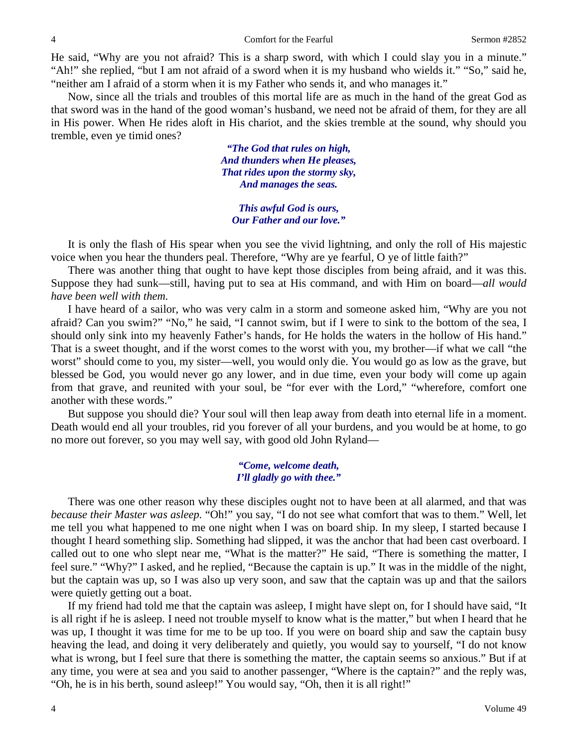He said, "Why are you not afraid? This is a sharp sword, with which I could slay you in a minute." "Ah!" she replied, "but I am not afraid of a sword when it is my husband who wields it." "So," said he, "neither am I afraid of a storm when it is my Father who sends it, and who manages it."

Now, since all the trials and troubles of this mortal life are as much in the hand of the great God as that sword was in the hand of the good woman's husband, we need not be afraid of them, for they are all in His power. When He rides aloft in His chariot, and the skies tremble at the sound, why should you tremble, even ye timid ones?

> ***"The God that rules on high,***
> ***And thunders when He pleases,***
> ***That rides upon the stormy sky,***
> ***And manages the seas.***
>
> ***This awful God is ours,***
> ***Our Father and our love."***

It is only the flash of His spear when you see the vivid lightning, and only the roll of His majestic voice when you hear the thunders peal. Therefore, "Why are ye fearful, O ye of little faith?"

There was another thing that ought to have kept those disciples from being afraid, and it was this. Suppose they had sunk—still, having put to sea at His command, and with Him on board—*all would have been well with them.*

I have heard of a sailor, who was very calm in a storm and someone asked him, "Why are you not afraid? Can you swim?" "No," he said, "I cannot swim, but if I were to sink to the bottom of the sea, I should only sink into my heavenly Father's hands, for He holds the waters in the hollow of His hand." That is a sweet thought, and if the worst comes to the worst with you, my brother—if what we call "the worst" should come to you, my sister—well, you would only die. You would go as low as the grave, but blessed be God, you would never go any lower, and in due time, even your body will come up again from that grave, and reunited with your soul, be "for ever with the Lord," "wherefore, comfort one another with these words."

But suppose you should die? Your soul will then leap away from death into eternal life in a moment. Death would end all your troubles, rid you forever of all your burdens, and you would be at home, to go no more out forever, so you may well say, with good old John Ryland—

> ***"Come, welcome death,***
> ***I'll gladly go with thee."***

There was one other reason why these disciples ought not to have been at all alarmed, and that was *because their Master was asleep.* "Oh!" you say, "I do not see what comfort that was to them." Well, let me tell you what happened to me one night when I was on board ship. In my sleep, I started because I thought I heard something slip. Something had slipped, it was the anchor that had been cast overboard. I called out to one who slept near me, "What is the matter?" He said, "There is something the matter, I feel sure." "Why?" I asked, and he replied, "Because the captain is up." It was in the middle of the night, but the captain was up, so I was also up very soon, and saw that the captain was up and that the sailors were quietly getting out a boat.

If my friend had told me that the captain was asleep, I might have slept on, for I should have said, "It is all right if he is asleep. I need not trouble myself to know what is the matter," but when I heard that he was up, I thought it was time for me to be up too. If you were on board ship and saw the captain busy heaving the lead, and doing it very deliberately and quietly, you would say to yourself, "I do not know what is wrong, but I feel sure that there is something the matter, the captain seems so anxious." But if at any time, you were at sea and you said to another passenger, "Where is the captain?" and the reply was, "Oh, he is in his berth, sound asleep!" You would say, "Oh, then it is all right!"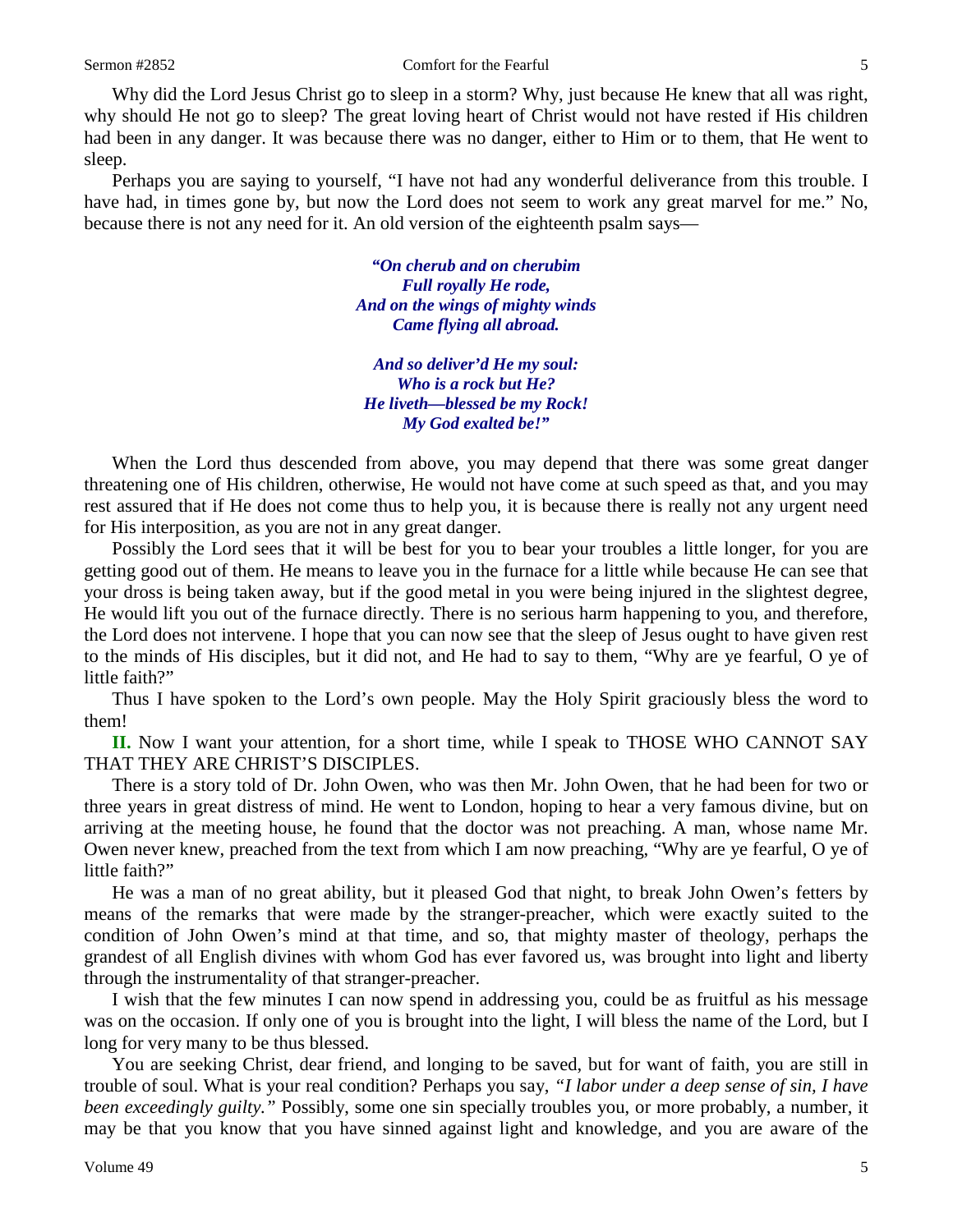Why did the Lord Jesus Christ go to sleep in a storm? Why, just because He knew that all was right, why should He not go to sleep? The great loving heart of Christ would not have rested if His children had been in any danger. It was because there was no danger, either to Him or to them, that He went to sleep.

Perhaps you are saying to yourself, "I have not had any wonderful deliverance from this trouble. I have had, in times gone by, but now the Lord does not seem to work any great marvel for me." No, because there is not any need for it. An old version of the eighteenth psalm says—

> ***"On cherub and on cherubim***
> ***Full royally He rode,***
> ***And on the wings of mighty winds***
> ***Came flying all abroad.***
>
> ***And so deliver'd He my soul:***
> ***Who is a rock but He?***
> ***He liveth—blessed be my Rock!***
> ***My God exalted be!"***

When the Lord thus descended from above, you may depend that there was some great danger threatening one of His children, otherwise, He would not have come at such speed as that, and you may rest assured that if He does not come thus to help you, it is because there is really not any urgent need for His interposition, as you are not in any great danger.

Possibly the Lord sees that it will be best for you to bear your troubles a little longer, for you are getting good out of them. He means to leave you in the furnace for a little while because He can see that your dross is being taken away, but if the good metal in you were being injured in the slightest degree, He would lift you out of the furnace directly. There is no serious harm happening to you, and therefore, the Lord does not intervene. I hope that you can now see that the sleep of Jesus ought to have given rest to the minds of His disciples, but it did not, and He had to say to them, "Why are ye fearful, O ye of little faith?"

Thus I have spoken to the Lord's own people. May the Holy Spirit graciously bless the word to them!

**II.** Now I want your attention, for a short time, while I speak to THOSE WHO CANNOT SAY THAT THEY ARE CHRIST'S DISCIPLES.

There is a story told of Dr. John Owen, who was then Mr. John Owen, that he had been for two or three years in great distress of mind. He went to London, hoping to hear a very famous divine, but on arriving at the meeting house, he found that the doctor was not preaching. A man, whose name Mr. Owen never knew, preached from the text from which I am now preaching, "Why are ye fearful, O ye of little faith?"

He was a man of no great ability, but it pleased God that night, to break John Owen's fetters by means of the remarks that were made by the stranger-preacher, which were exactly suited to the condition of John Owen's mind at that time, and so, that mighty master of theology, perhaps the grandest of all English divines with whom God has ever favored us, was brought into light and liberty through the instrumentality of that stranger-preacher.

I wish that the few minutes I can now spend in addressing you, could be as fruitful as his message was on the occasion. If only one of you is brought into the light, I will bless the name of the Lord, but I long for very many to be thus blessed.

You are seeking Christ, dear friend, and longing to be saved, but for want of faith, you are still in trouble of soul. What is your real condition? Perhaps you say, *"I labor under a deep sense of sin, I have been exceedingly guilty."* Possibly, some one sin specially troubles you, or more probably, a number, it may be that you know that you have sinned against light and knowledge, and you are aware of the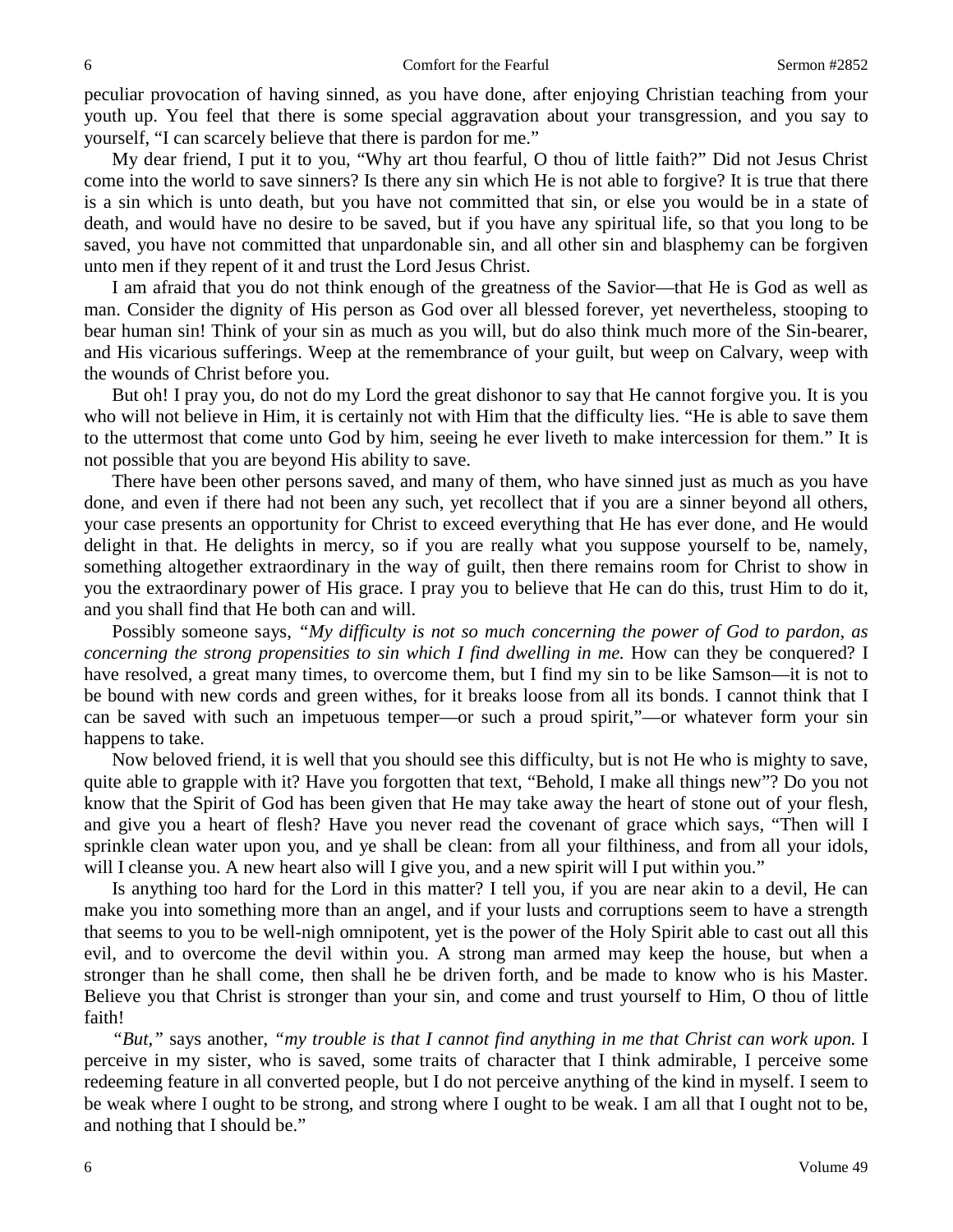peculiar provocation of having sinned, as you have done, after enjoying Christian teaching from your youth up. You feel that there is some special aggravation about your transgression, and you say to yourself, "I can scarcely believe that there is pardon for me."

My dear friend, I put it to you, "Why art thou fearful, O thou of little faith?" Did not Jesus Christ come into the world to save sinners? Is there any sin which He is not able to forgive? It is true that there is a sin which is unto death, but you have not committed that sin, or else you would be in a state of death, and would have no desire to be saved, but if you have any spiritual life, so that you long to be saved, you have not committed that unpardonable sin, and all other sin and blasphemy can be forgiven unto men if they repent of it and trust the Lord Jesus Christ.

I am afraid that you do not think enough of the greatness of the Savior—that He is God as well as man. Consider the dignity of His person as God over all blessed forever, yet nevertheless, stooping to bear human sin! Think of your sin as much as you will, but do also think much more of the Sin-bearer, and His vicarious sufferings. Weep at the remembrance of your guilt, but weep on Calvary, weep with the wounds of Christ before you.

But oh! I pray you, do not do my Lord the great dishonor to say that He cannot forgive you. It is you who will not believe in Him, it is certainly not with Him that the difficulty lies. "He is able to save them to the uttermost that come unto God by him, seeing he ever liveth to make intercession for them." It is not possible that you are beyond His ability to save.

There have been other persons saved, and many of them, who have sinned just as much as you have done, and even if there had not been any such, yet recollect that if you are a sinner beyond all others, your case presents an opportunity for Christ to exceed everything that He has ever done, and He would delight in that. He delights in mercy, so if you are really what you suppose yourself to be, namely, something altogether extraordinary in the way of guilt, then there remains room for Christ to show in you the extraordinary power of His grace. I pray you to believe that He can do this, trust Him to do it, and you shall find that He both can and will.

Possibly someone says, *"My difficulty is not so much concerning the power of God to pardon, as concerning the strong propensities to sin which I find dwelling in me.* How can they be conquered? I have resolved, a great many times, to overcome them, but I find my sin to be like Samson—it is not to be bound with new cords and green withes, for it breaks loose from all its bonds. I cannot think that I can be saved with such an impetuous temper—or such a proud spirit,"—or whatever form your sin happens to take.

Now beloved friend, it is well that you should see this difficulty, but is not He who is mighty to save, quite able to grapple with it? Have you forgotten that text, "Behold, I make all things new"? Do you not know that the Spirit of God has been given that He may take away the heart of stone out of your flesh, and give you a heart of flesh? Have you never read the covenant of grace which says, "Then will I sprinkle clean water upon you, and ye shall be clean: from all your filthiness, and from all your idols, will I cleanse you. A new heart also will I give you, and a new spirit will I put within you."

Is anything too hard for the Lord in this matter? I tell you, if you are near akin to a devil, He can make you into something more than an angel, and if your lusts and corruptions seem to have a strength that seems to you to be well-nigh omnipotent, yet is the power of the Holy Spirit able to cast out all this evil, and to overcome the devil within you. A strong man armed may keep the house, but when a stronger than he shall come, then shall he be driven forth, and be made to know who is his Master. Believe you that Christ is stronger than your sin, and come and trust yourself to Him, O thou of little faith!

*"But,"* says another, *"my trouble is that I cannot find anything in me that Christ can work upon.* I perceive in my sister, who is saved, some traits of character that I think admirable, I perceive some redeeming feature in all converted people, but I do not perceive anything of the kind in myself. I seem to be weak where I ought to be strong, and strong where I ought to be weak. I am all that I ought not to be, and nothing that I should be."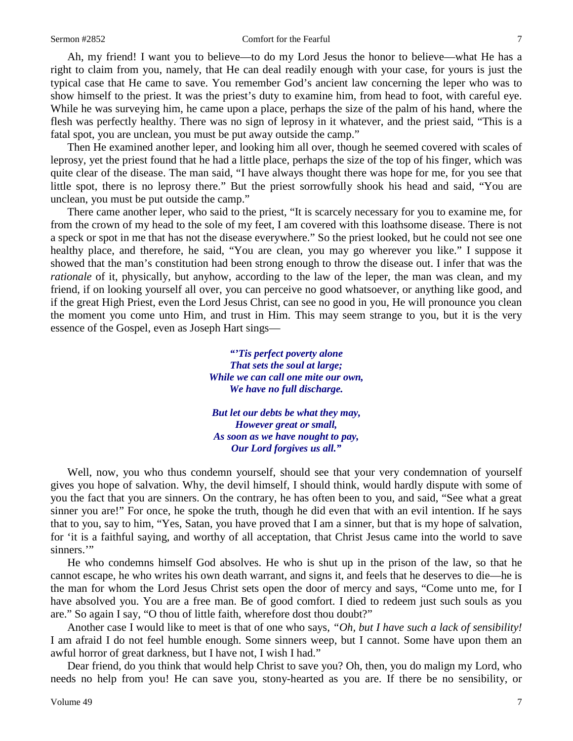Ah, my friend! I want you to believe—to do my Lord Jesus the honor to believe—what He has a right to claim from you, namely, that He can deal readily enough with your case, for yours is just the typical case that He came to save. You remember God's ancient law concerning the leper who was to show himself to the priest. It was the priest's duty to examine him, from head to foot, with careful eye. While he was surveying him, he came upon a place, perhaps the size of the palm of his hand, where the flesh was perfectly healthy. There was no sign of leprosy in it whatever, and the priest said, "This is a fatal spot, you are unclean, you must be put away outside the camp."

Then He examined another leper, and looking him all over, though he seemed covered with scales of leprosy, yet the priest found that he had a little place, perhaps the size of the top of his finger, which was quite clear of the disease. The man said, "I have always thought there was hope for me, for you see that little spot, there is no leprosy there." But the priest sorrowfully shook his head and said, "You are unclean, you must be put outside the camp."

There came another leper, who said to the priest, "It is scarcely necessary for you to examine me, for from the crown of my head to the sole of my feet, I am covered with this loathsome disease. There is not a speck or spot in me that has not the disease everywhere." So the priest looked, but he could not see one healthy place, and therefore, he said, "You are clean, you may go wherever you like." I suppose it showed that the man's constitution had been strong enough to throw the disease out. I infer that was the *rationale* of it, physically, but anyhow, according to the law of the leper, the man was clean, and my friend, if on looking yourself all over, you can perceive no good whatsoever, or anything like good, and if the great High Priest, even the Lord Jesus Christ, can see no good in you, He will pronounce you clean the moment you come unto Him, and trust in Him. This may seem strange to you, but it is the very essence of the Gospel, even as Joseph Hart sings—

> ***"'Tis perfect poverty alone***
> ***That sets the soul at large;***
> ***While we can call one mite our own,***
> ***We have no full discharge.***
>
> ***But let our debts be what they may,***
> ***However great or small,***
> ***As soon as we have nought to pay,***
> ***Our Lord forgives us all."***

Well, now, you who thus condemn yourself, should see that your very condemnation of yourself gives you hope of salvation. Why, the devil himself, I should think, would hardly dispute with some of you the fact that you are sinners. On the contrary, he has often been to you, and said, "See what a great sinner you are!" For once, he spoke the truth, though he did even that with an evil intention. If he says that to you, say to him, "Yes, Satan, you have proved that I am a sinner, but that is my hope of salvation, for 'it is a faithful saying, and worthy of all acceptation, that Christ Jesus came into the world to save sinners.'"

He who condemns himself God absolves. He who is shut up in the prison of the law, so that he cannot escape, he who writes his own death warrant, and signs it, and feels that he deserves to die—he is the man for whom the Lord Jesus Christ sets open the door of mercy and says, "Come unto me, for I have absolved you. You are a free man. Be of good comfort. I died to redeem just such souls as you are." So again I say, "O thou of little faith, wherefore dost thou doubt?"

Another case I would like to meet is that of one who says, *"Oh, but I have such a lack of sensibility!* I am afraid I do not feel humble enough. Some sinners weep, but I cannot. Some have upon them an awful horror of great darkness, but I have not, I wish I had."

Dear friend, do you think that would help Christ to save you? Oh, then, you do malign my Lord, who needs no help from you! He can save you, stony-hearted as you are. If there be no sensibility, or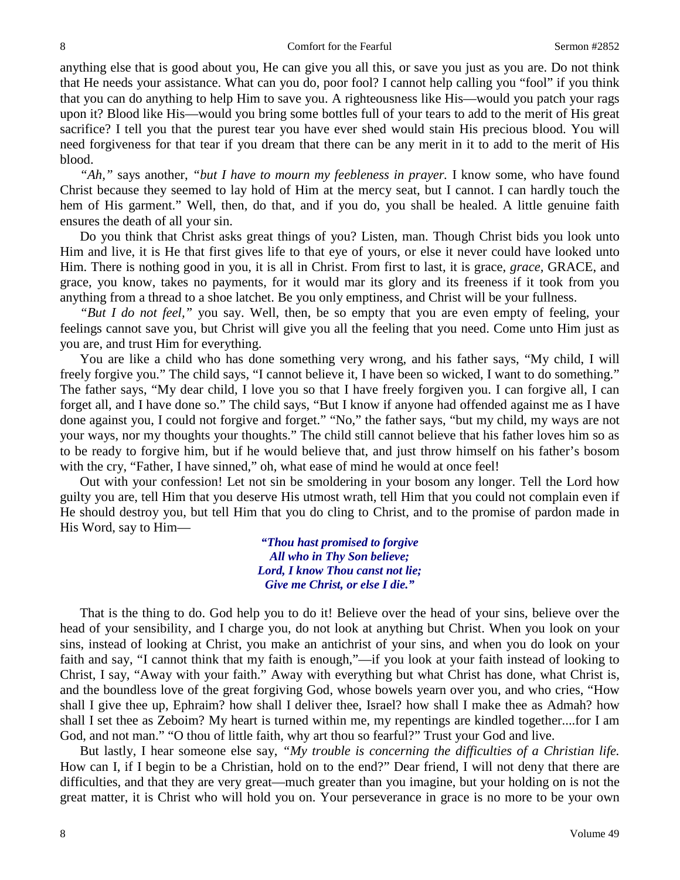anything else that is good about you, He can give you all this, or save you just as you are. Do not think that He needs your assistance. What can you do, poor fool? I cannot help calling you "fool" if you think that you can do anything to help Him to save you. A righteousness like His—would you patch your rags upon it? Blood like His—would you bring some bottles full of your tears to add to the merit of His great sacrifice? I tell you that the purest tear you have ever shed would stain His precious blood. You will need forgiveness for that tear if you dream that there can be any merit in it to add to the merit of His blood.

*"Ah,"* says another, *"but I have to mourn my feebleness in prayer.* I know some, who have found Christ because they seemed to lay hold of Him at the mercy seat, but I cannot. I can hardly touch the hem of His garment." Well, then, do that, and if you do, you shall be healed. A little genuine faith ensures the death of all your sin.

Do you think that Christ asks great things of you? Listen, man. Though Christ bids you look unto Him and live, it is He that first gives life to that eye of yours, or else it never could have looked unto Him. There is nothing good in you, it is all in Christ. From first to last, it is grace, *grace,* GRACE, and grace, you know, takes no payments, for it would mar its glory and its freeness if it took from you anything from a thread to a shoe latchet. Be you only emptiness, and Christ will be your fullness.

*"But I do not feel,"* you say. Well, then, be so empty that you are even empty of feeling, your feelings cannot save you, but Christ will give you all the feeling that you need. Come unto Him just as you are, and trust Him for everything.

You are like a child who has done something very wrong, and his father says, "My child, I will freely forgive you." The child says, "I cannot believe it, I have been so wicked, I want to do something." The father says, "My dear child, I love you so that I have freely forgiven you. I can forgive all, I can forget all, and I have done so." The child says, "But I know if anyone had offended against me as I have done against you, I could not forgive and forget." "No," the father says, "but my child, my ways are not your ways, nor my thoughts your thoughts." The child still cannot believe that his father loves him so as to be ready to forgive him, but if he would believe that, and just throw himself on his father's bosom with the cry, "Father, I have sinned," oh, what ease of mind he would at once feel!

Out with your confession! Let not sin be smoldering in your bosom any longer. Tell the Lord how guilty you are, tell Him that you deserve His utmost wrath, tell Him that you could not complain even if He should destroy you, but tell Him that you do cling to Christ, and to the promise of pardon made in His Word, say to Him—

> ***"Thou hast promised to forgive***
> ***All who in Thy Son believe;***
> ***Lord, I know Thou canst not lie;***
> ***Give me Christ, or else I die."***

That is the thing to do. God help you to do it! Believe over the head of your sins, believe over the head of your sensibility, and I charge you, do not look at anything but Christ. When you look on your sins, instead of looking at Christ, you make an antichrist of your sins, and when you do look on your faith and say, "I cannot think that my faith is enough,"—if you look at your faith instead of looking to Christ, I say, "Away with your faith." Away with everything but what Christ has done, what Christ is, and the boundless love of the great forgiving God, whose bowels yearn over you, and who cries, "How shall I give thee up, Ephraim? how shall I deliver thee, Israel? how shall I make thee as Admah? how shall I set thee as Zeboim? My heart is turned within me, my repentings are kindled together....for I am God, and not man." "O thou of little faith, why art thou so fearful?" Trust your God and live.

But lastly, I hear someone else say, *"My trouble is concerning the difficulties of a Christian life.* How can I, if I begin to be a Christian, hold on to the end?" Dear friend, I will not deny that there are difficulties, and that they are very great—much greater than you imagine, but your holding on is not the great matter, it is Christ who will hold you on. Your perseverance in grace is no more to be your own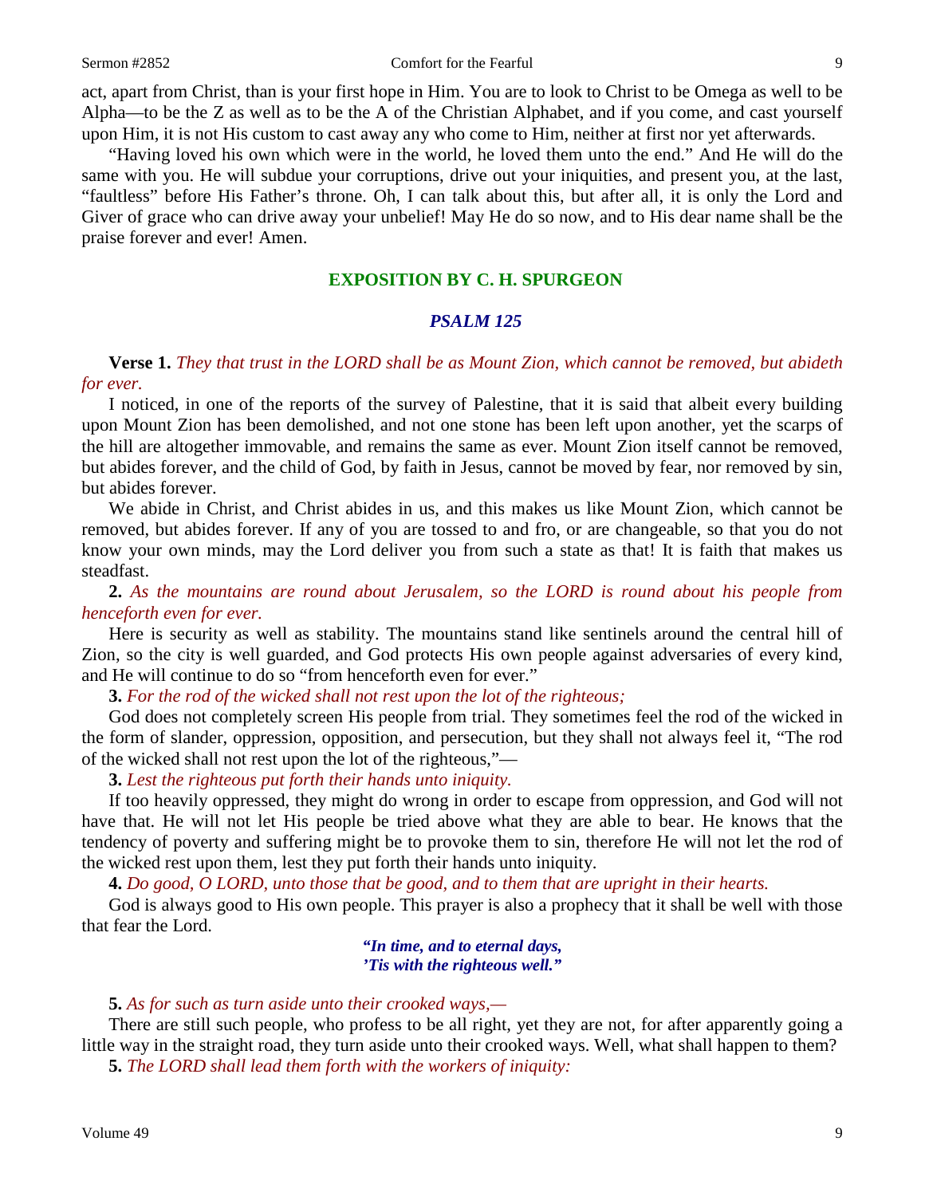act, apart from Christ, than is your first hope in Him. You are to look to Christ to be Omega as well to be Alpha—to be the Z as well as to be the A of the Christian Alphabet, and if you come, and cast yourself upon Him, it is not His custom to cast away any who come to Him, neither at first nor yet afterwards.

"Having loved his own which were in the world, he loved them unto the end." And He will do the same with you. He will subdue your corruptions, drive out your iniquities, and present you, at the last, "faultless" before His Father's throne. Oh, I can talk about this, but after all, it is only the Lord and Giver of grace who can drive away your unbelief! May He do so now, and to His dear name shall be the praise forever and ever! Amen.

## EXPOSITION BY C. H. SPURGEON

### *PSALM 125*

**Verse 1.** *They that trust in the LORD shall be as Mount Zion, which cannot be removed, but abideth for ever.*

I noticed, in one of the reports of the survey of Palestine, that it is said that albeit every building upon Mount Zion has been demolished, and not one stone has been left upon another, yet the scarps of the hill are altogether immovable, and remains the same as ever. Mount Zion itself cannot be removed, but abides forever, and the child of God, by faith in Jesus, cannot be moved by fear, nor removed by sin, but abides forever.

We abide in Christ, and Christ abides in us, and this makes us like Mount Zion, which cannot be removed, but abides forever. If any of you are tossed to and fro, or are changeable, so that you do not know your own minds, may the Lord deliver you from such a state as that! It is faith that makes us steadfast.

**2.** *As the mountains are round about Jerusalem, so the LORD is round about his people from henceforth even for ever.*

Here is security as well as stability. The mountains stand like sentinels around the central hill of Zion, so the city is well guarded, and God protects His own people against adversaries of every kind, and He will continue to do so "from henceforth even for ever."

**3.** *For the rod of the wicked shall not rest upon the lot of the righteous;*

God does not completely screen His people from trial. They sometimes feel the rod of the wicked in the form of slander, oppression, opposition, and persecution, but they shall not always feel it, "The rod of the wicked shall not rest upon the lot of the righteous,"—

**3.** *Lest the righteous put forth their hands unto iniquity.*

If too heavily oppressed, they might do wrong in order to escape from oppression, and God will not have that. He will not let His people be tried above what they are able to bear. He knows that the tendency of poverty and suffering might be to provoke them to sin, therefore He will not let the rod of the wicked rest upon them, lest they put forth their hands unto iniquity.

**4.** *Do good, O LORD, unto those that be good, and to them that are upright in their hearts.*

God is always good to His own people. This prayer is also a prophecy that it shall be well with those that fear the Lord.

***"In time, and to eternal days,***
***'Tis with the righteous well."***

**5.** *As for such as turn aside unto their crooked ways,—*

There are still such people, who profess to be all right, yet they are not, for after apparently going a little way in the straight road, they turn aside unto their crooked ways. Well, what shall happen to them?

**5.** *The LORD shall lead them forth with the workers of iniquity:*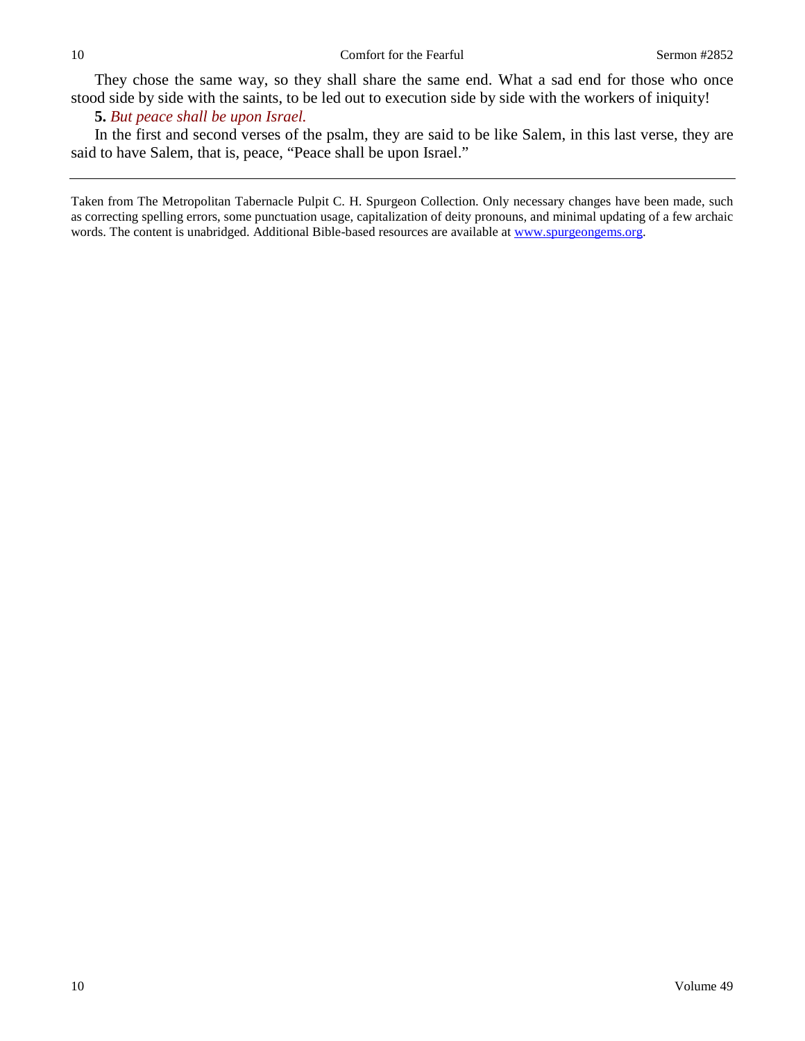They chose the same way, so they shall share the same end. What a sad end for those who once stood side by side with the saints, to be led out to execution side by side with the workers of iniquity!

**5.** *But peace shall be upon Israel.*

In the first and second verses of the psalm, they are said to be like Salem, in this last verse, they are said to have Salem, that is, peace, "Peace shall be upon Israel."

---

Taken from The Metropolitan Tabernacle Pulpit C. H. Spurgeon Collection. Only necessary changes have been made, such as correcting spelling errors, some punctuation usage, capitalization of deity pronouns, and minimal updating of a few archaic words. The content is unabridged. Additional Bible-based resources are available at www.spurgeongems.org.